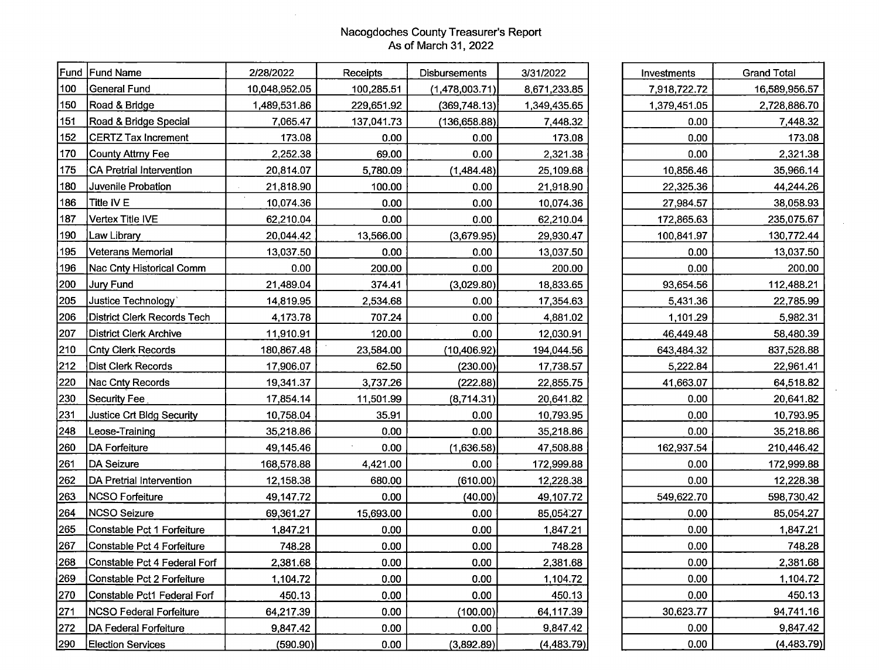# Nacogdoches County Treasurer's Report
As of March 31, 2022

| Fund | Fund Name | 2/28/2022 | Receipts | Disbursements | 3/31/2022 | Investments | Grand Total |
|---|---|---|---|---|---|---|---|
| 100 | General Fund | 10,048,952.05 | 100,285.51 | (1,478,003.71) | 8,671,233.85 | 7,918,722.72 | 16,589,956.57 |
| 150 | Road & Bridge | 1,489,531.86 | 229,651.92 | (369,748.13) | 1,349,435.65 | 1,379,451.05 | 2,728,886.70 |
| 151 | Road & Bridge Special | 7,065.47 | 137,041.73 | (136,658.88) | 7,448.32 | 0.00 | 7,448.32 |
| 152 | CERTZ Tax Increment | 173.08 | 0.00 | 0.00 | 173.08 | 0.00 | 173.08 |
| 170 | County Attrny Fee | 2,252.38 | 69.00 | 0.00 | 2,321.38 | 0.00 | 2,321.38 |
| 175 | CA Pretrial Intervention | 20,814.07 | 5,780.09 | (1,484.48) | 25,109.68 | 10,856.46 | 35,966.14 |
| 180 | Juvenile Probation | 21,818.90 | 100.00 | 0.00 | 21,918.90 | 22,325.36 | 44,244.26 |
| 186 | Title IV E | 10,074.36 | 0.00 | 0.00 | 10,074.36 | 27,984.57 | 38,058.93 |
| 187 | Vertex Title IVE | 62,210.04 | 0.00 | 0.00 | 62,210.04 | 172,865.63 | 235,075.67 |
| 190 | Law Library | 20,044.42 | 13,566.00 | (3,679.95) | 29,930.47 | 100,841.97 | 130,772.44 |
| 195 | Veterans Memorial | 13,037.50 | 0.00 | 0.00 | 13,037.50 | 0.00 | 13,037.50 |
| 196 | Nac Cnty Historical Comm | 0.00 | 200.00 | 0.00 | 200.00 | 0.00 | 200.00 |
| 200 | Jury Fund | 21,489.04 | 374.41 | (3,029.80) | 18,833.65 | 93,654.56 | 112,488.21 |
| 205 | Justice Technology | 14,819.95 | 2,534.68 | 0.00 | 17,354.63 | 5,431.36 | 22,785.99 |
| 206 | District Clerk Records Tech | 4,173.78 | 707.24 | 0.00 | 4,881.02 | 1,101.29 | 5,982.31 |
| 207 | District Clerk Archive | 11,910.91 | 120.00 | 0.00 | 12,030.91 | 46,449.48 | 58,480.39 |
| 210 | Cnty Clerk Records | 180,867.48 | 23,584.00 | (10,406.92) | 194,044.56 | 643,484.32 | 837,528.88 |
| 212 | Dist Clerk Records | 17,906.07 | 62.50 | (230.00) | 17,738.57 | 5,222.84 | 22,961.41 |
| 220 | Nac Cnty Records | 19,341.37 | 3,737.26 | (222.88) | 22,855.75 | 41,663.07 | 64,518.82 |
| 230 | Security Fee | 17,854.14 | 11,501.99 | (8,714.31) | 20,641.82 | 0.00 | 20,641.82 |
| 231 | Justice Crt Bldg Security | 10,758.04 | 35.91 | 0.00 | 10,793.95 | 0.00 | 10,793.95 |
| 248 | Leose-Training | 35,218.86 | 0.00 | 0.00 | 35,218.86 | 0.00 | 35,218.86 |
| 260 | DA Forfeiture | 49,145.46 | 0.00 | (1,636.58) | 47,508.88 | 162,937.54 | 210,446.42 |
| 261 | DA Seizure | 168,578.88 | 4,421.00 | 0.00 | 172,999.88 | 0.00 | 172,999.88 |
| 262 | DA Pretrial Intervention | 12,158.38 | 680.00 | (610.00) | 12,228.38 | 0.00 | 12,228.38 |
| 263 | NCSO Forfeiture | 49,147.72 | 0.00 | (40.00) | 49,107.72 | 549,622.70 | 598,730.42 |
| 264 | NCSO Seizure | 69,361.27 | 15,693.00 | 0.00 | 85,054.27 | 0.00 | 85,054.27 |
| 265 | Constable Pct 1 Forfeiture | 1,847.21 | 0.00 | 0.00 | 1,847.21 | 0.00 | 1,847.21 |
| 267 | Constable Pct 4 Forfeiture | 748.28 | 0.00 | 0.00 | 748.28 | 0.00 | 748.28 |
| 268 | Constable Pct 4 Federal Forf | 2,381.68 | 0.00 | 0.00 | 2,381.68 | 0.00 | 2,381.68 |
| 269 | Constable Pct 2 Forfeiture | 1,104.72 | 0.00 | 0.00 | 1,104.72 | 0.00 | 1,104.72 |
| 270 | Constable Pct1 Federal Forf | 450.13 | 0.00 | 0.00 | 450.13 | 0.00 | 450.13 |
| 271 | NCSO Federal Forfeiture | 64,217.39 | 0.00 | (100.00) | 64,117.39 | 30,623.77 | 94,741.16 |
| 272 | DA Federal Forfeiture | 9,847.42 | 0.00 | 0.00 | 9,847.42 | 0.00 | 9,847.42 |
| 290 | Election Services | (590.90) | 0.00 | (3,892.89) | (4,483.79) | 0.00 | (4,483.79) |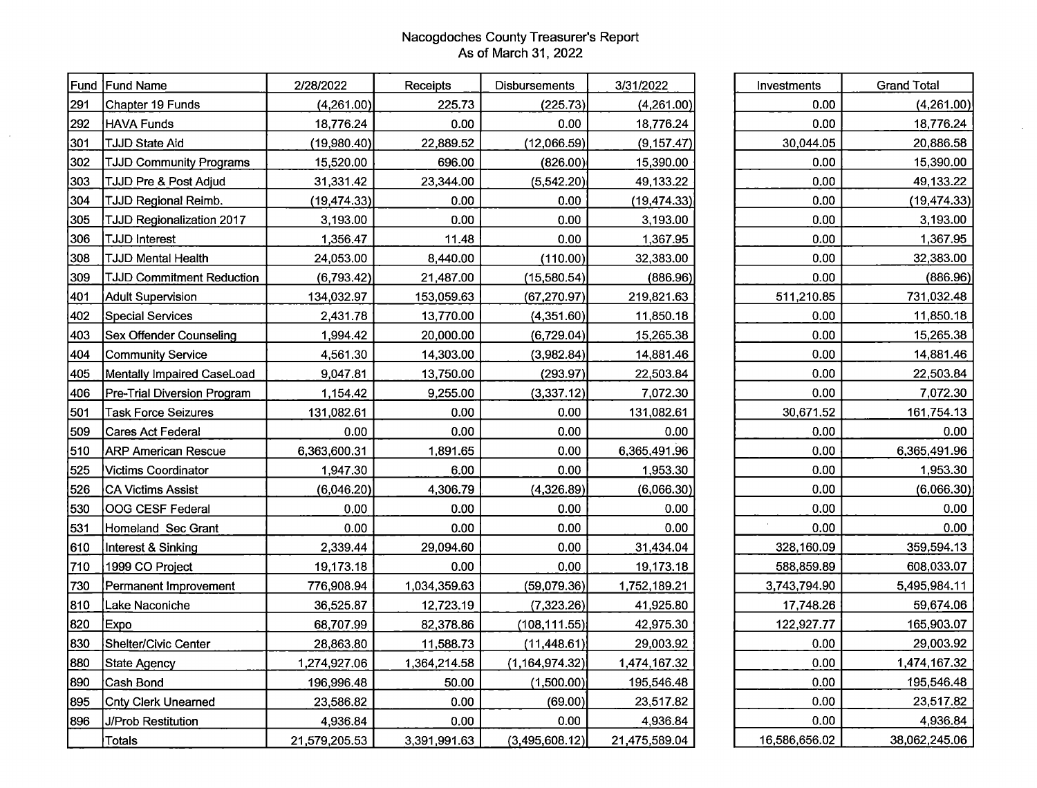Nacogdoches County Treasurer's Report
As of March 31, 2022

| Fund | Fund Name | 2/28/2022 | Receipts | Disbursements | 3/31/2022 | Investments | Grand Total |
|---|---|---|---|---|---|---|---|
| 291 | Chapter 19 Funds | (4,261.00) | 225.73 | (225.73) | (4,261.00) | 0.00 | (4,261.00) |
| 292 | HAVA Funds | 18,776.24 | 0.00 | 0.00 | 18,776.24 | 0.00 | 18,776.24 |
| 301 | TJJD State Aid | (19,980.40) | 22,889.52 | (12,066.59) | (9,157.47) | 30,044.05 | 20,886.58 |
| 302 | TJJD Community Programs | 15,520.00 | 696.00 | (826.00) | 15,390.00 | 0.00 | 15,390.00 |
| 303 | TJJD Pre & Post Adjud | 31,331.42 | 23,344.00 | (5,542.20) | 49,133.22 | 0.00 | 49,133.22 |
| 304 | TJJD Regional Reimb. | (19,474.33) | 0.00 | 0.00 | (19,474.33) | 0.00 | (19,474.33) |
| 305 | TJJD Regionalization 2017 | 3,193.00 | 0.00 | 0.00 | 3,193.00 | 0.00 | 3,193.00 |
| 306 | TJJD Interest | 1,356.47 | 11.48 | 0.00 | 1,367.95 | 0.00 | 1,367.95 |
| 308 | TJJD Mental Health | 24,053.00 | 8,440.00 | (110.00) | 32,383.00 | 0.00 | 32,383.00 |
| 309 | TJJD Commitment Reduction | (6,793.42) | 21,487.00 | (15,580.54) | (886.96) | 0.00 | (886.96) |
| 401 | Adult Supervision | 134,032.97 | 153,059.63 | (67,270.97) | 219,821.63 | 511,210.85 | 731,032.48 |
| 402 | Special Services | 2,431.78 | 13,770.00 | (4,351.60) | 11,850.18 | 0.00 | 11,850.18 |
| 403 | Sex Offender Counseling | 1,994.42 | 20,000.00 | (6,729.04) | 15,265.38 | 0.00 | 15,265.38 |
| 404 | Community Service | 4,561.30 | 14,303.00 | (3,982.84) | 14,881.46 | 0.00 | 14,881.46 |
| 405 | Mentally Impaired CaseLoad | 9,047.81 | 13,750.00 | (293.97) | 22,503.84 | 0.00 | 22,503.84 |
| 406 | Pre-Trial Diversion Program | 1,154.42 | 9,255.00 | (3,337.12) | 7,072.30 | 0.00 | 7,072.30 |
| 501 | Task Force Seizures | 131,082.61 | 0.00 | 0.00 | 131,082.61 | 30,671.52 | 161,754.13 |
| 509 | Cares Act Federal | 0.00 | 0.00 | 0.00 | 0.00 | 0.00 | 0.00 |
| 510 | ARP American Rescue | 6,363,600.31 | 1,891.65 | 0.00 | 6,365,491.96 | 0.00 | 6,365,491.96 |
| 525 | Victims Coordinator | 1,947.30 | 6.00 | 0.00 | 1,953.30 | 0.00 | 1,953.30 |
| 526 | CA Victims Assist | (6,046.20) | 4,306.79 | (4,326.89) | (6,066.30) | 0.00 | (6,066.30) |
| 530 | OOG CESF Federal | 0.00 | 0.00 | 0.00 | 0.00 | 0.00 | 0.00 |
| 531 | Homeland Sec Grant | 0.00 | 0.00 | 0.00 | 0.00 | 0.00 | 0.00 |
| 610 | Interest & Sinking | 2,339.44 | 29,094.60 | 0.00 | 31,434.04 | 328,160.09 | 359,594.13 |
| 710 | 1999 CO Project | 19,173.18 | 0.00 | 0.00 | 19,173.18 | 588,859.89 | 608,033.07 |
| 730 | Permanent Improvement | 776,908.94 | 1,034,359.63 | (59,079.36) | 1,752,189.21 | 3,743,794.90 | 5,495,984.11 |
| 810 | Lake Naconiche | 36,525.87 | 12,723.19 | (7,323.26) | 41,925.80 | 17,748.26 | 59,674.06 |
| 820 | Expo | 68,707.99 | 82,378.86 | (108,111.55) | 42,975.30 | 122,927.77 | 165,903.07 |
| 830 | Shelter/Civic Center | 28,863.80 | 11,588.73 | (11,448.61) | 29,003.92 | 0.00 | 29,003.92 |
| 880 | State Agency | 1,274,927.06 | 1,364,214.58 | (1,164,974.32) | 1,474,167.32 | 0.00 | 1,474,167.32 |
| 890 | Cash Bond | 196,996.48 | 50.00 | (1,500.00) | 195,546.48 | 0.00 | 195,546.48 |
| 895 | Cnty Clerk Unearned | 23,586.82 | 0.00 | (69.00) | 23,517.82 | 0.00 | 23,517.82 |
| 896 | J/Prob Restitution | 4,936.84 | 0.00 | 0.00 | 4,936.84 | 0.00 | 4,936.84 |
| | Totals | 21,579,205.53 | 3,391,991.63 | (3,495,608.12) | 21,475,589.04 | 16,586,656.02 | 38,062,245.06 |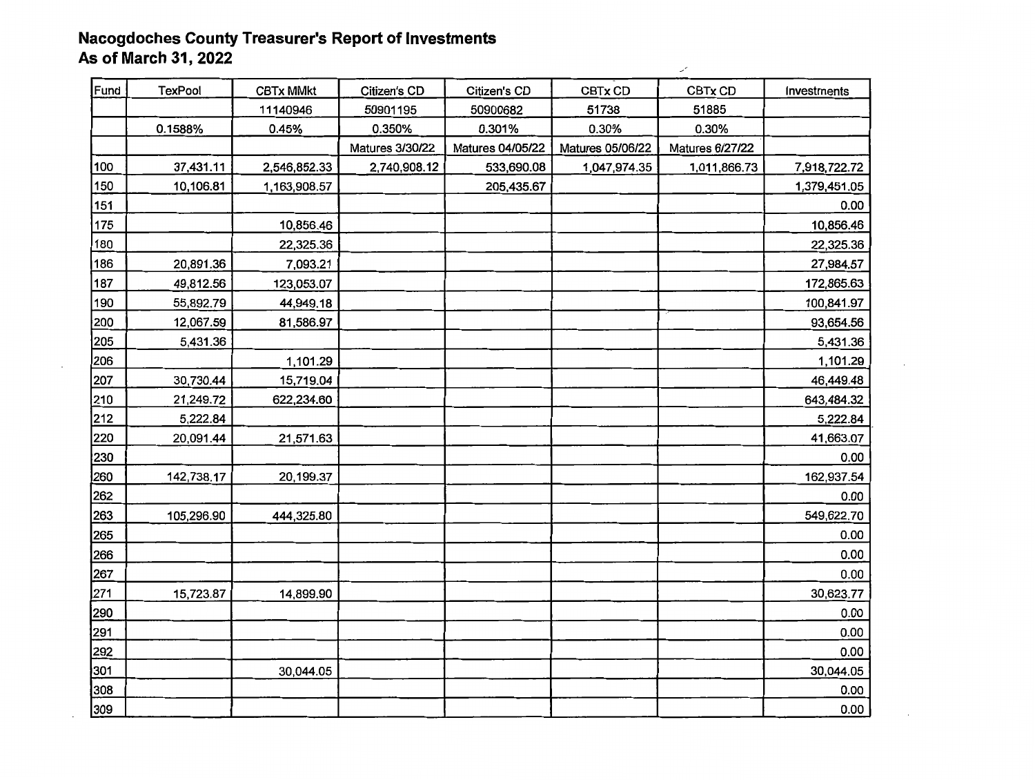**Nacogdoches County Treasurer's Report of Investments**
**As of March 31, 2022**

| Fund | TexPool | CBTx MMkt | Citizen's CD | Citizen's CD | CBTx CD | CBTx CD | Investments |
|---|---|---|---|---|---|---|---|
| | | 11140946 | 50901195 | 50900682 | 51738 | 51885 | |
| | 0.1588% | 0.45% | 0.350% | 0.301% | 0.30% | 0.30% | |
| | | | Matures 3/30/22 | Matures 04/05/22 | Matures 05/06/22 | Matures 6/27/22 | |
| 100 | 37,431.11 | 2,546,852.33 | 2,740,908.12 | 533,690.08 | 1,047,974.35 | 1,011,866.73 | 7,918,722.72 |
| 150 | 10,106.81 | 1,163,908.57 | | 205,435.67 | | | 1,379,451.05 |
| 151 | | | | | | | 0.00 |
| 175 | | 10,856.46 | | | | | 10,856.46 |
| 180 | | 22,325.36 | | | | | 22,325.36 |
| 186 | 20,891.36 | 7,093.21 | | | | | 27,984.57 |
| 187 | 49,812.56 | 123,053.07 | | | | | 172,865.63 |
| 190 | 55,892.79 | 44,949.18 | | | | | 100,841.97 |
| 200 | 12,067.59 | 81,586.97 | | | | | 93,654.56 |
| 205 | 5,431.36 | | | | | | 5,431.36 |
| 206 | | 1,101.29 | | | | | 1,101.29 |
| 207 | 30,730.44 | 15,719.04 | | | | | 46,449.48 |
| 210 | 21,249.72 | 622,234.60 | | | | | 643,484.32 |
| 212 | 5,222.84 | | | | | | 5,222.84 |
| 220 | 20,091.44 | 21,571.63 | | | | | 41,663.07 |
| 230 | | | | | | | 0.00 |
| 260 | 142,738.17 | 20,199.37 | | | | | 162,937.54 |
| 262 | | | | | | | 0.00 |
| 263 | 105,296.90 | 444,325.80 | | | | | 549,622.70 |
| 265 | | | | | | | 0.00 |
| 266 | | | | | | | 0.00 |
| 267 | | | | | | | 0.00 |
| 271 | 15,723.87 | 14,899.90 | | | | | 30,623.77 |
| 290 | | | | | | | 0.00 |
| 291 | | | | | | | 0.00 |
| 292 | | | | | | | 0.00 |
| 301 | | 30,044.05 | | | | | 30,044.05 |
| 308 | | | | | | | 0.00 |
| 309 | | | | | | | 0.00 |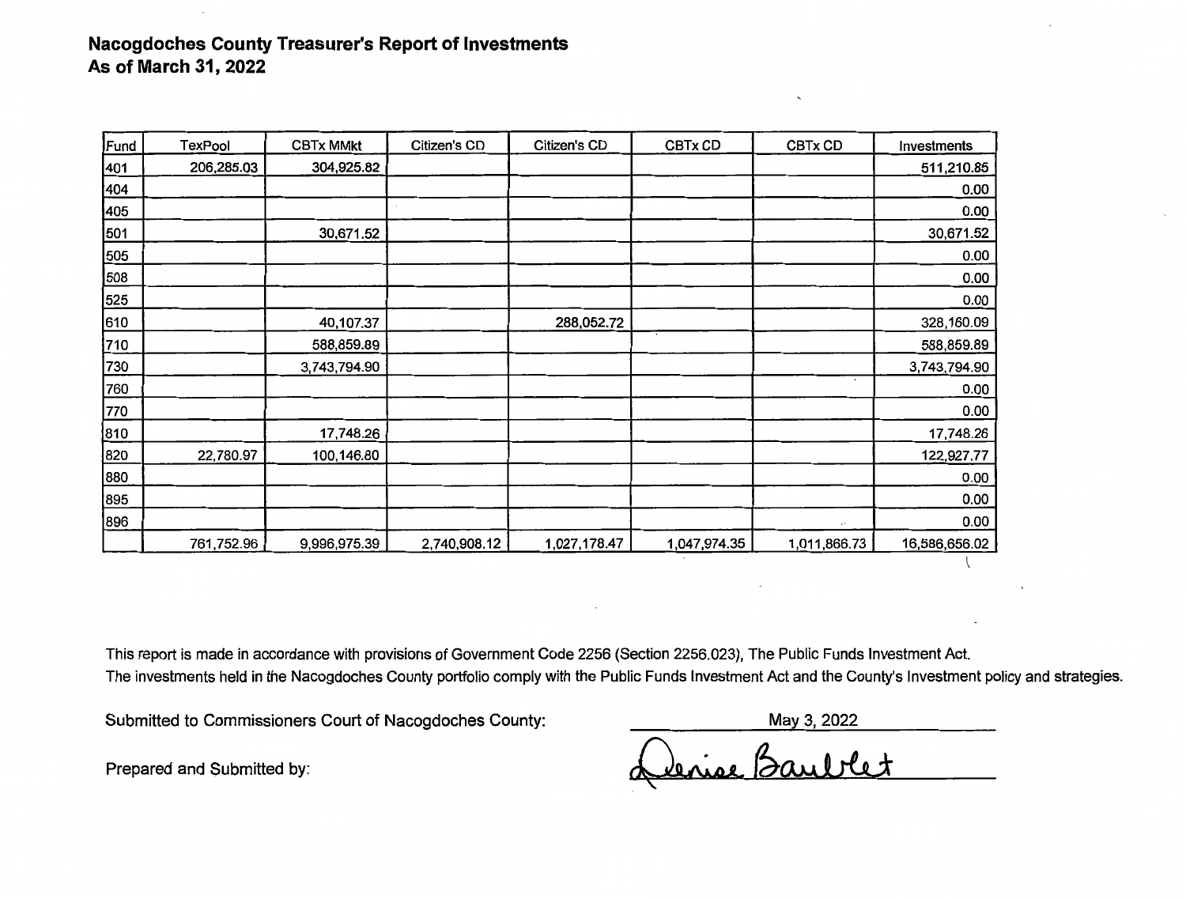**Nacogdoches County Treasurer's Report of Investments**
**As of March 31, 2022**

| Fund | TexPool | CBTx MMkt | Citizen's CD | Citizen's CD | CBTx CD | CBTx CD | Investments |
|---|---|---|---|---|---|---|---|
| 401 | 206,285.03 | 304,925.82 | | | | | 511,210.85 |
| 404 | | | | | | | 0.00 |
| 405 | | | | | | | 0.00 |
| 501 | | 30,671.52 | | | | | 30,671.52 |
| 505 | | | | | | | 0.00 |
| 508 | | | | | | | 0.00 |
| 525 | | | | | | | 0.00 |
| 610 | | 40,107.37 | | 288,052.72 | | | 328,160.09 |
| 710 | | 588,859.89 | | | | | 588,859.89 |
| 730 | | 3,743,794.90 | | | | | 3,743,794.90 |
| 760 | | | | | | | 0.00 |
| 770 | | | | | | | 0.00 |
| 810 | | 17,748.26 | | | | | 17,748.26 |
| 820 | 22,780.97 | 100,146.80 | | | | | 122,927.77 |
| 880 | | | | | | | 0.00 |
| 895 | | | | | | | 0.00 |
| 896 | | | | | | | 0.00 |
| | 761,752.96 | 9,996,975.39 | 2,740,908.12 | 1,027,178.47 | 1,047,974.35 | 1,011,866.73 | 16,586,656.02 |

This report is made in accordance with provisions of Government Code 2256 (Section 2256.023), The Public Funds Investment Act.
The investments held in the Nacogdoches County portfolio comply with the Public Funds Investment Act and the County's Investment policy and strategies.

Submitted to Commissioners Court of Nacogdoches County: May 3, 2022

Prepared and Submitted by: Denise Baublet